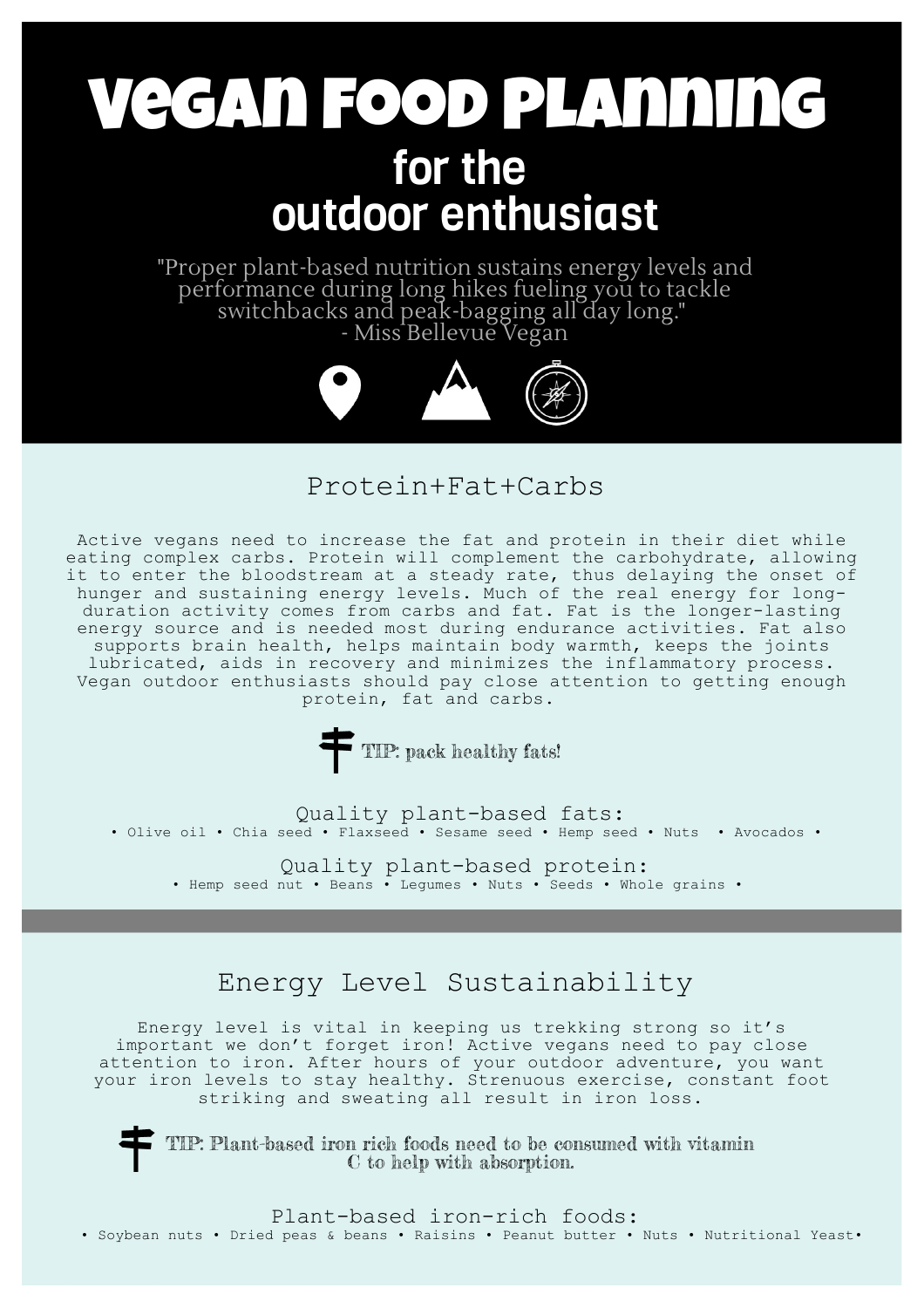# Vegan Food Planning

## for the outdoor enthusiast

"Proper plant-based nutrition sustains energy levels and performance during long hikes fueling you to tackle switchbacks and peak-bagging all day long."
- Miss Bellevue Vegan

## Protein+Fat+Carbs

Active vegans need to increase the fat and protein in their diet while eating complex carbs. Protein will complement the carbohydrate, allowing it to enter the bloodstream at a steady rate, thus delaying the onset of hunger and sustaining energy levels. Much of the real energy for long-duration activity comes from carbs and fat. Fat is the longer-lasting energy source and is needed most during endurance activities. Fat also supports brain health, helps maintain body warmth, keeps the joints lubricated, aids in recovery and minimizes the inflammatory process. Vegan outdoor enthusiasts should pay close attention to getting enough protein, fat and carbs.

**TIP: pack healthy fats!**

Quality plant-based fats:
• Olive oil • Chia seed • Flaxseed • Sesame seed • Hemp seed • Nuts • Avocados •

Quality plant-based protein:
• Hemp seed nut • Beans • Legumes • Nuts • Seeds • Whole grains •

## Energy Level Sustainability

Energy level is vital in keeping us trekking strong so it's important we don't forget iron! Active vegans need to pay close attention to iron. After hours of your outdoor adventure, you want your iron levels to stay healthy. Strenuous exercise, constant foot striking and sweating all result in iron loss.

**TIP: Plant-based iron rich foods need to be consumed with vitamin C to help with absorption.**

Plant-based iron-rich foods:
• Soybean nuts • Dried peas & beans • Raisins • Peanut butter • Nuts • Nutritional Yeast•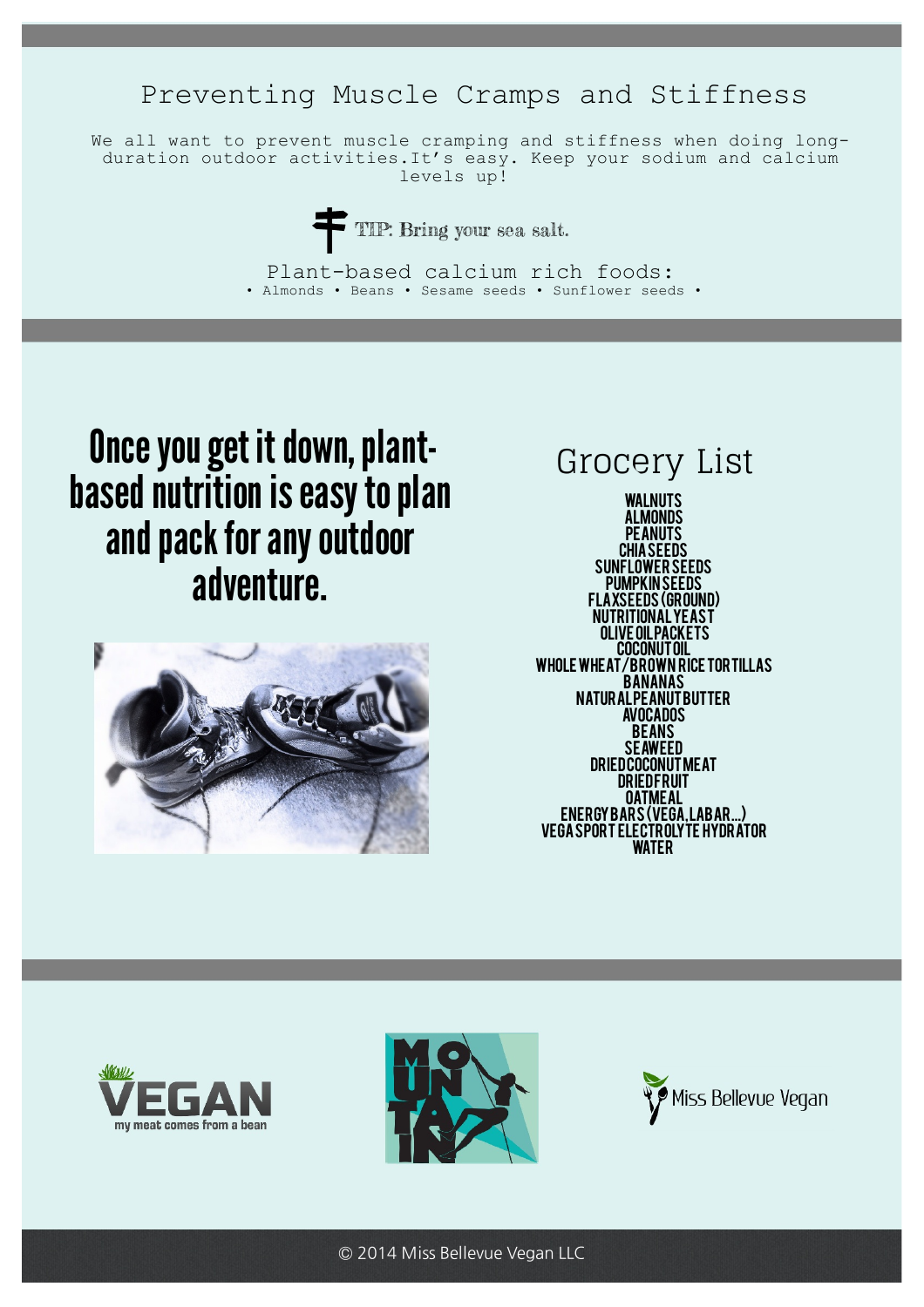# Preventing Muscle Cramps and Stiffness

We all want to prevent muscle cramping and stiffness when doing long-duration outdoor activities.It's easy. Keep your sodium and calcium levels up!

TIP: Bring your sea salt.

Plant-based calcium rich foods:

• Almonds • Beans • Sesame seeds • Sunflower seeds •

## Once you get it down, plant-based nutrition is easy to plan and pack for any outdoor adventure.

## Grocery List

WALNUTS
ALMONDS
PEANUTS
CHIA SEEDS
SUNFLOWER SEEDS
PUMPKIN SEEDS
FLAXSEEDS (GROUND)
NUTRITIONAL YEAST
OLIVE OIL PACKETS
COCONUT OIL
WHOLE WHEAT/BROWN RICE TORTILLAS
BANANAS
NATURAL PEANUT BUTTER
AVOCADOS
BEANS
SEAWEED
DRIED COCONUT MEAT
DRIED FRUIT
OATMEAL
ENERGY BARS (VEGA, LABAR...)
VEGA SPORT ELECTROLYTE HYDRATOR
WATER

VEGAN
my meat comes from a bean

MOUNTAIN

Miss Bellevue Vegan

© 2014 Miss Bellevue Vegan LLC